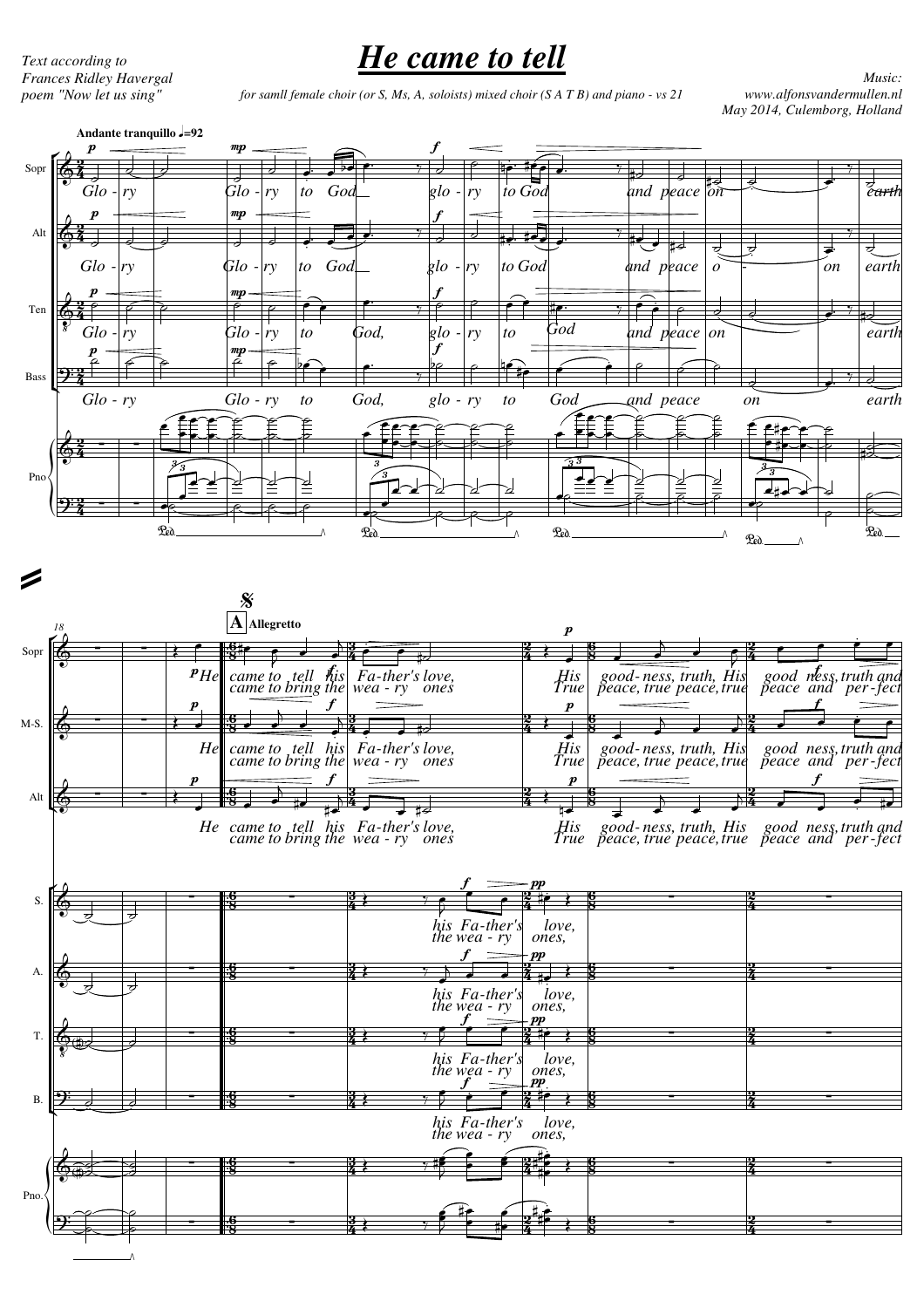# *He came to tell*

*Text according to Frances Ridley Havergal poem "Now let us sing"*

*for samll female choir (or S, Ms, A, soloists) mixed choir (S A T B) and piano - vs 21*

*Music: www.alfonsvandermullen.nl May 2014, Culemborg, Holland*

**Andante tranquillo ♩=92**

Sopr, Alt, Ten, Bass: *Glo - ry Glo - ry to God glo - ry to God and peace on earth*

**A Allegretto**

Sopr, M-S., Alt: *He came to tell his Fa-ther's love, His good-ness, truth, His good ness, truth and*
*came to bring the wea - ry ones True peace, true peace, true peace and per-fect*

S., A., T., B.: *his Fa-ther's love,*
*the wea - ry ones,*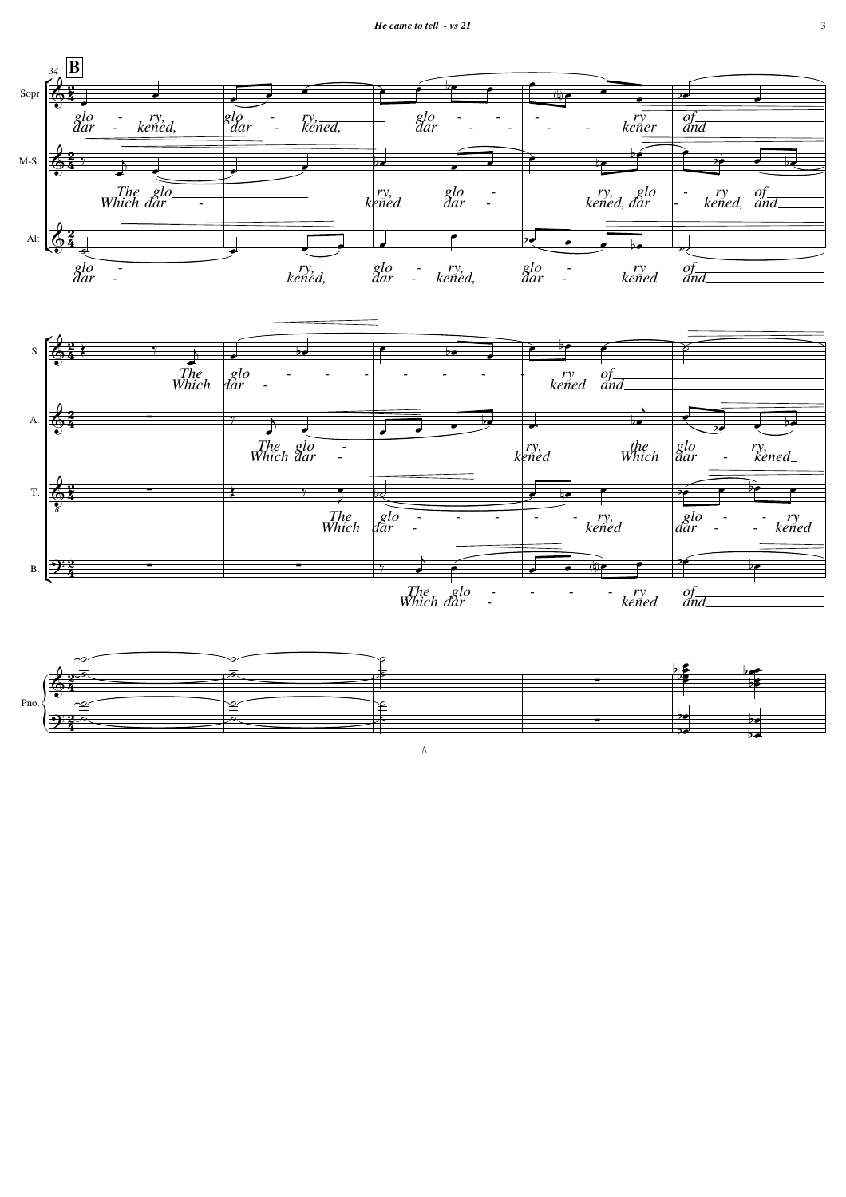**B** (34)

Sopr: *glo - ry, glo - ry, glo - - - - ry of*
*dar - kened, dar - kened, dar - - - - kener and*

M-S.: *The glo - ry, glo - ry, glo - ry of*
*Which dar - kened dar - kened, dar - kened, and*

Alt: *glo - ry, glo - ry, glo - ry of*
*dar - kened, dar - kened, dar - kened and*

S.: *The glo - ry of*
*Which dar - kened and*

A.: *The glo - ry, the glo - ry,*
*Which dar - kened Which dar - kened*

T.: *The glo - ry, glo - ry*
*Which dar - kened dar - kened*

B.: *The glo - ry of*
*Which dar - kened and*

Pno.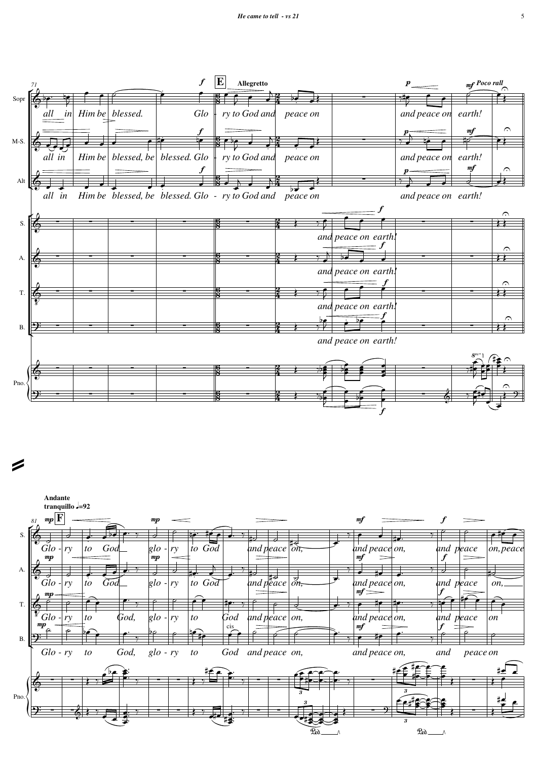**Allegretto** (E)

*all in Him be blessed. Glo - ry to God and peace on*

*all in Him be blessed, be blessed. Glo - ry to God and peace on*

*and peace on earth!*

*Poco rall*

**Andante tranquillo** ♩=92 (F)

*Glo - ry to God, glo - ry to God and peace on, and peace on, and peace on, peace*